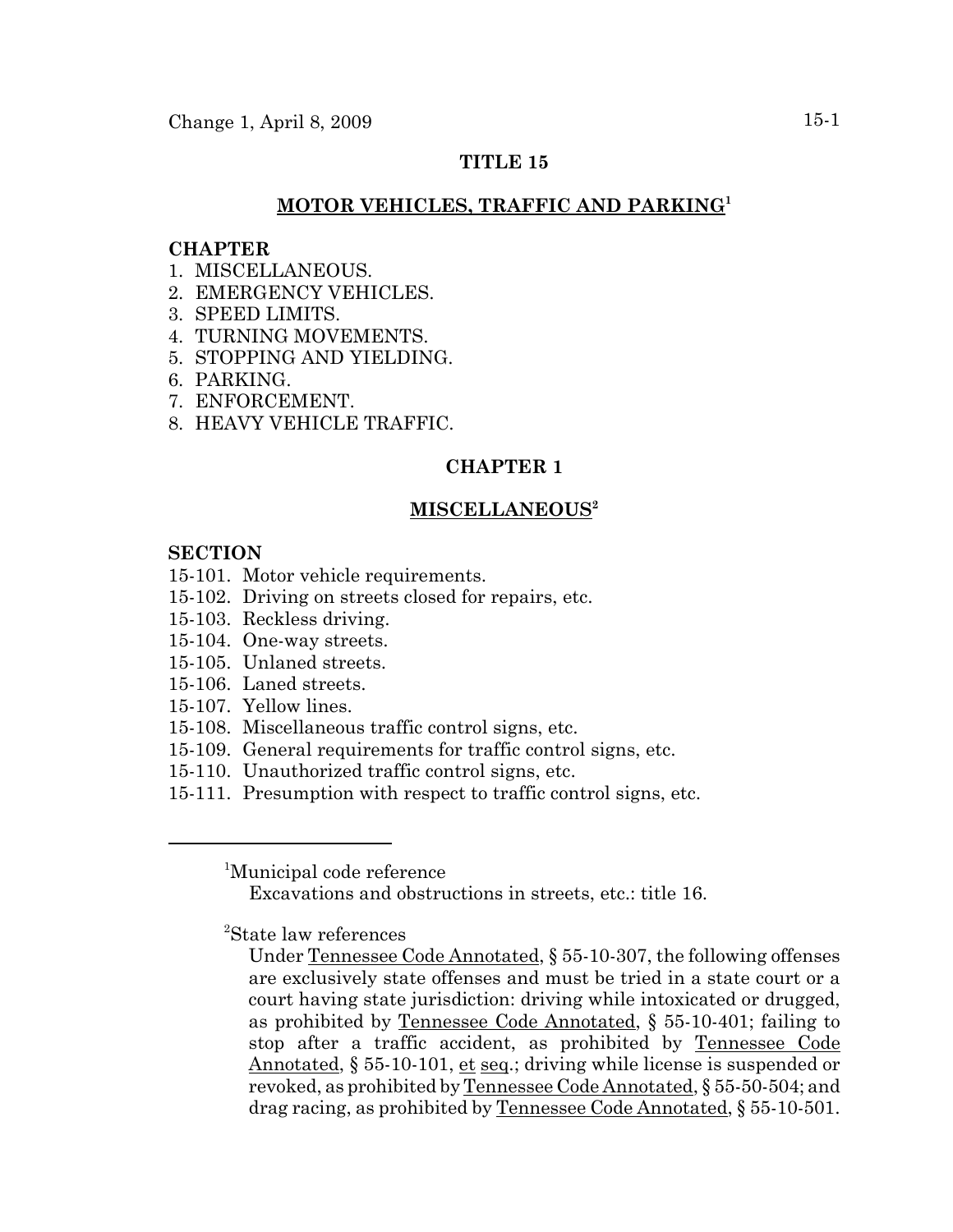Change 1, April 8, 2009

# TITLE 15

## MOTOR VEHICLES, TRAFFIC AND PARKING[1]

**CHAPTER**

1. MISCELLANEOUS.
2. EMERGENCY VEHICLES.
3. SPEED LIMITS.
4. TURNING MOVEMENTS.
5. STOPPING AND YIELDING.
6. PARKING.
7. ENFORCEMENT.
8. HEAVY VEHICLE TRAFFIC.

## CHAPTER 1

## MISCELLANEOUS[2]

**SECTION**

15-101. Motor vehicle requirements.
15-102. Driving on streets closed for repairs, etc.
15-103. Reckless driving.
15-104. One-way streets.
15-105. Unlaned streets.
15-106. Laned streets.
15-107. Yellow lines.
15-108. Miscellaneous traffic control signs, etc.
15-109. General requirements for traffic control signs, etc.
15-110. Unauthorized traffic control signs, etc.
15-111. Presumption with respect to traffic control signs, etc.

---

[1]Municipal code reference

Excavations and obstructions in streets, etc.: title 16.

[2]State law references

Under Tennessee Code Annotated, § 55-10-307, the following offenses are exclusively state offenses and must be tried in a state court or a court having state jurisdiction: driving while intoxicated or drugged, as prohibited by Tennessee Code Annotated, § 55-10-401; failing to stop after a traffic accident, as prohibited by Tennessee Code Annotated, § 55-10-101, et seq.; driving while license is suspended or revoked, as prohibited by Tennessee Code Annotated, § 55-50-504; and drag racing, as prohibited by Tennessee Code Annotated, § 55-10-501.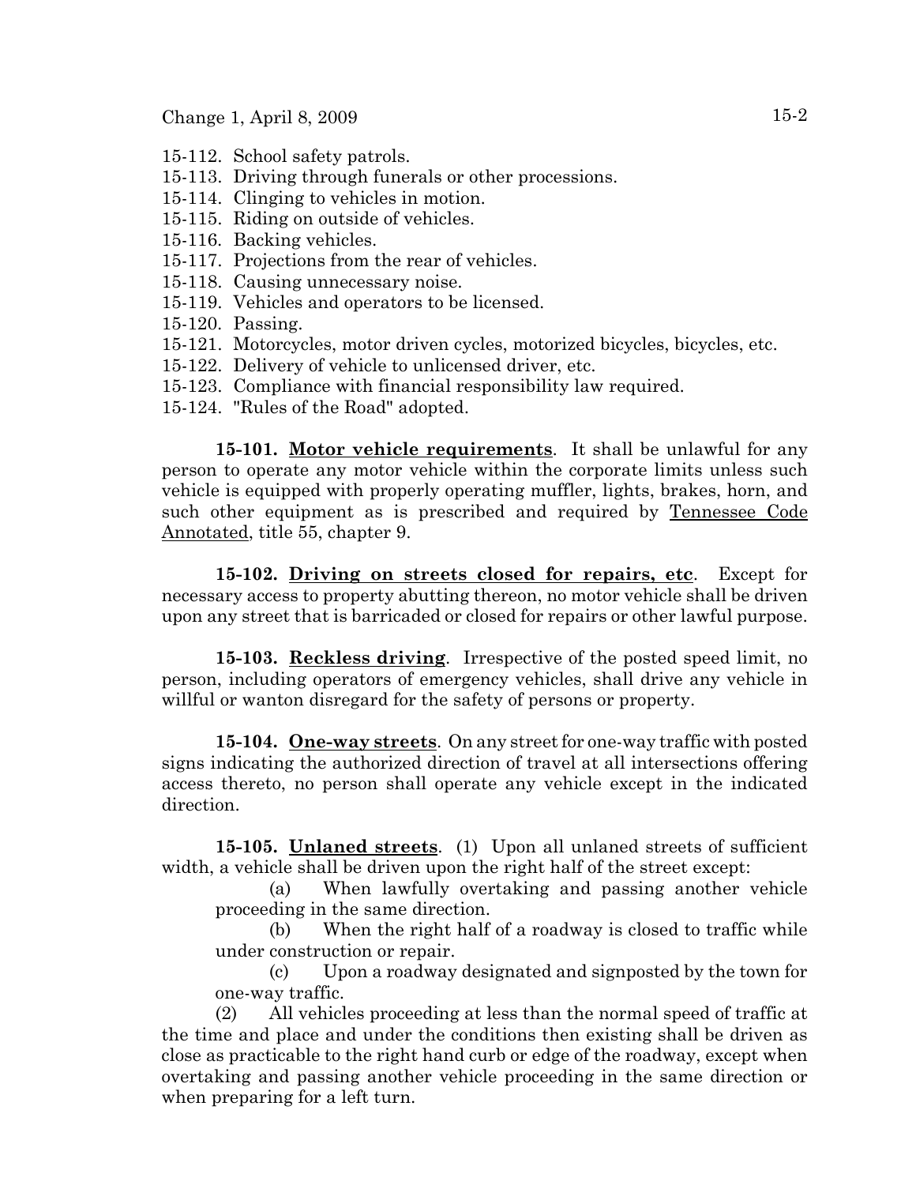15-112. School safety patrols.
15-113. Driving through funerals or other processions.
15-114. Clinging to vehicles in motion.
15-115. Riding on outside of vehicles.
15-116. Backing vehicles.
15-117. Projections from the rear of vehicles.
15-118. Causing unnecessary noise.
15-119. Vehicles and operators to be licensed.
15-120. Passing.
15-121. Motorcycles, motor driven cycles, motorized bicycles, bicycles, etc.
15-122. Delivery of vehicle to unlicensed driver, etc.
15-123. Compliance with financial responsibility law required.
15-124. "Rules of the Road" adopted.

**15-101. Motor vehicle requirements**. It shall be unlawful for any person to operate any motor vehicle within the corporate limits unless such vehicle is equipped with properly operating muffler, lights, brakes, horn, and such other equipment as is prescribed and required by Tennessee Code Annotated, title 55, chapter 9.

**15-102. Driving on streets closed for repairs, etc**. Except for necessary access to property abutting thereon, no motor vehicle shall be driven upon any street that is barricaded or closed for repairs or other lawful purpose.

**15-103. Reckless driving**. Irrespective of the posted speed limit, no person, including operators of emergency vehicles, shall drive any vehicle in willful or wanton disregard for the safety of persons or property.

**15-104. One-way streets**. On any street for one-way traffic with posted signs indicating the authorized direction of travel at all intersections offering access thereto, no person shall operate any vehicle except in the indicated direction.

**15-105. Unlaned streets**. (1) Upon all unlaned streets of sufficient width, a vehicle shall be driven upon the right half of the street except:

(a) When lawfully overtaking and passing another vehicle proceeding in the same direction.

(b) When the right half of a roadway is closed to traffic while under construction or repair.

(c) Upon a roadway designated and signposted by the town for one-way traffic.

(2) All vehicles proceeding at less than the normal speed of traffic at the time and place and under the conditions then existing shall be driven as close as practicable to the right hand curb or edge of the roadway, except when overtaking and passing another vehicle proceeding in the same direction or when preparing for a left turn.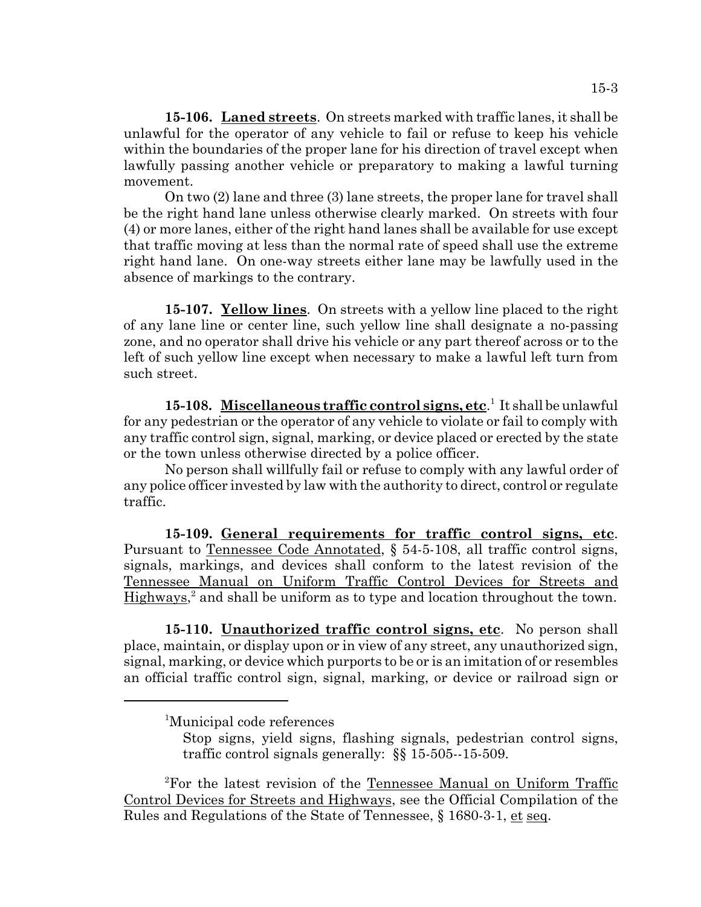**15-106. <u>Laned streets</u>**. On streets marked with traffic lanes, it shall be unlawful for the operator of any vehicle to fail or refuse to keep his vehicle within the boundaries of the proper lane for his direction of travel except when lawfully passing another vehicle or preparatory to making a lawful turning movement.

On two (2) lane and three (3) lane streets, the proper lane for travel shall be the right hand lane unless otherwise clearly marked. On streets with four (4) or more lanes, either of the right hand lanes shall be available for use except that traffic moving at less than the normal rate of speed shall use the extreme right hand lane. On one-way streets either lane may be lawfully used in the absence of markings to the contrary.

**15-107. <u>Yellow lines</u>**. On streets with a yellow line placed to the right of any lane line or center line, such yellow line shall designate a no-passing zone, and no operator shall drive his vehicle or any part thereof across or to the left of such yellow line except when necessary to make a lawful left turn from such street.

**15-108. <u>Miscellaneous traffic control signs, etc</u>**.[1] It shall be unlawful for any pedestrian or the operator of any vehicle to violate or fail to comply with any traffic control sign, signal, marking, or device placed or erected by the state or the town unless otherwise directed by a police officer.

No person shall willfully fail or refuse to comply with any lawful order of any police officer invested by law with the authority to direct, control or regulate traffic.

**15-109. <u>General requirements for traffic control signs, etc</u>**. Pursuant to <u>Tennessee Code Annotated</u>, § 54-5-108, all traffic control signs, signals, markings, and devices shall conform to the latest revision of the <u>Tennessee Manual on Uniform Traffic Control Devices for Streets and Highways</u>,[2] and shall be uniform as to type and location throughout the town.

**15-110. <u>Unauthorized traffic control signs, etc</u>**. No person shall place, maintain, or display upon or in view of any street, any unauthorized sign, signal, marking, or device which purports to be or is an imitation of or resembles an official traffic control sign, signal, marking, or device or railroad sign or

---

[1]Municipal code references

Stop signs, yield signs, flashing signals, pedestrian control signs, traffic control signals generally: §§ 15-505--15-509.

[2]For the latest revision of the <u>Tennessee Manual on Uniform Traffic Control Devices for Streets and Highways</u>, see the Official Compilation of the Rules and Regulations of the State of Tennessee, § 1680-3-1, <u>et seq</u>.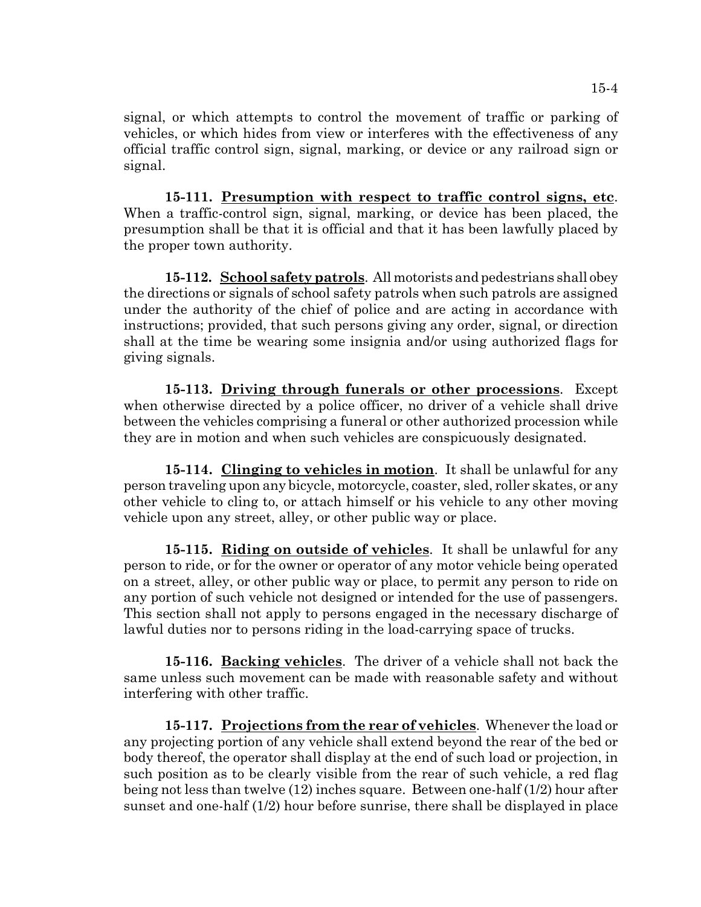signal, or which attempts to control the movement of traffic or parking of vehicles, or which hides from view or interferes with the effectiveness of any official traffic control sign, signal, marking, or device or any railroad sign or signal.

**15-111. Presumption with respect to traffic control signs, etc.** When a traffic-control sign, signal, marking, or device has been placed, the presumption shall be that it is official and that it has been lawfully placed by the proper town authority.

**15-112. School safety patrols.** All motorists and pedestrians shall obey the directions or signals of school safety patrols when such patrols are assigned under the authority of the chief of police and are acting in accordance with instructions; provided, that such persons giving any order, signal, or direction shall at the time be wearing some insignia and/or using authorized flags for giving signals.

**15-113. Driving through funerals or other processions.** Except when otherwise directed by a police officer, no driver of a vehicle shall drive between the vehicles comprising a funeral or other authorized procession while they are in motion and when such vehicles are conspicuously designated.

**15-114. Clinging to vehicles in motion.** It shall be unlawful for any person traveling upon any bicycle, motorcycle, coaster, sled, roller skates, or any other vehicle to cling to, or attach himself or his vehicle to any other moving vehicle upon any street, alley, or other public way or place.

**15-115. Riding on outside of vehicles.** It shall be unlawful for any person to ride, or for the owner or operator of any motor vehicle being operated on a street, alley, or other public way or place, to permit any person to ride on any portion of such vehicle not designed or intended for the use of passengers. This section shall not apply to persons engaged in the necessary discharge of lawful duties nor to persons riding in the load-carrying space of trucks.

**15-116. Backing vehicles.** The driver of a vehicle shall not back the same unless such movement can be made with reasonable safety and without interfering with other traffic.

**15-117. Projections from the rear of vehicles.** Whenever the load or any projecting portion of any vehicle shall extend beyond the rear of the bed or body thereof, the operator shall display at the end of such load or projection, in such position as to be clearly visible from the rear of such vehicle, a red flag being not less than twelve (12) inches square. Between one-half (1/2) hour after sunset and one-half (1/2) hour before sunrise, there shall be displayed in place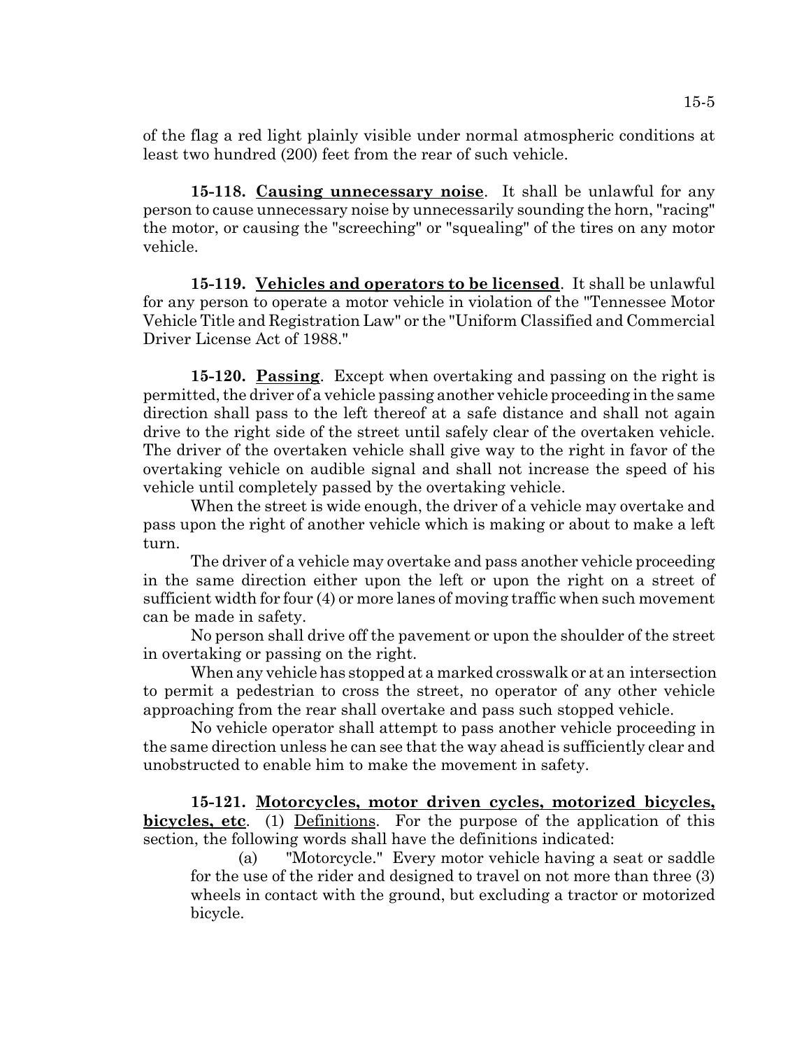of the flag a red light plainly visible under normal atmospheric conditions at least two hundred (200) feet from the rear of such vehicle.

**15-118. Causing unnecessary noise**. It shall be unlawful for any person to cause unnecessary noise by unnecessarily sounding the horn, "racing" the motor, or causing the "screeching" or "squealing" of the tires on any motor vehicle.

**15-119. Vehicles and operators to be licensed**. It shall be unlawful for any person to operate a motor vehicle in violation of the "Tennessee Motor Vehicle Title and Registration Law" or the "Uniform Classified and Commercial Driver License Act of 1988."

**15-120. Passing**. Except when overtaking and passing on the right is permitted, the driver of a vehicle passing another vehicle proceeding in the same direction shall pass to the left thereof at a safe distance and shall not again drive to the right side of the street until safely clear of the overtaken vehicle. The driver of the overtaken vehicle shall give way to the right in favor of the overtaking vehicle on audible signal and shall not increase the speed of his vehicle until completely passed by the overtaking vehicle.

When the street is wide enough, the driver of a vehicle may overtake and pass upon the right of another vehicle which is making or about to make a left turn.

The driver of a vehicle may overtake and pass another vehicle proceeding in the same direction either upon the left or upon the right on a street of sufficient width for four (4) or more lanes of moving traffic when such movement can be made in safety.

No person shall drive off the pavement or upon the shoulder of the street in overtaking or passing on the right.

When any vehicle has stopped at a marked crosswalk or at an intersection to permit a pedestrian to cross the street, no operator of any other vehicle approaching from the rear shall overtake and pass such stopped vehicle.

No vehicle operator shall attempt to pass another vehicle proceeding in the same direction unless he can see that the way ahead is sufficiently clear and unobstructed to enable him to make the movement in safety.

**15-121. Motorcycles, motor driven cycles, motorized bicycles, bicycles, etc**. (1) Definitions. For the purpose of the application of this section, the following words shall have the definitions indicated:

(a) "Motorcycle." Every motor vehicle having a seat or saddle for the use of the rider and designed to travel on not more than three (3) wheels in contact with the ground, but excluding a tractor or motorized bicycle.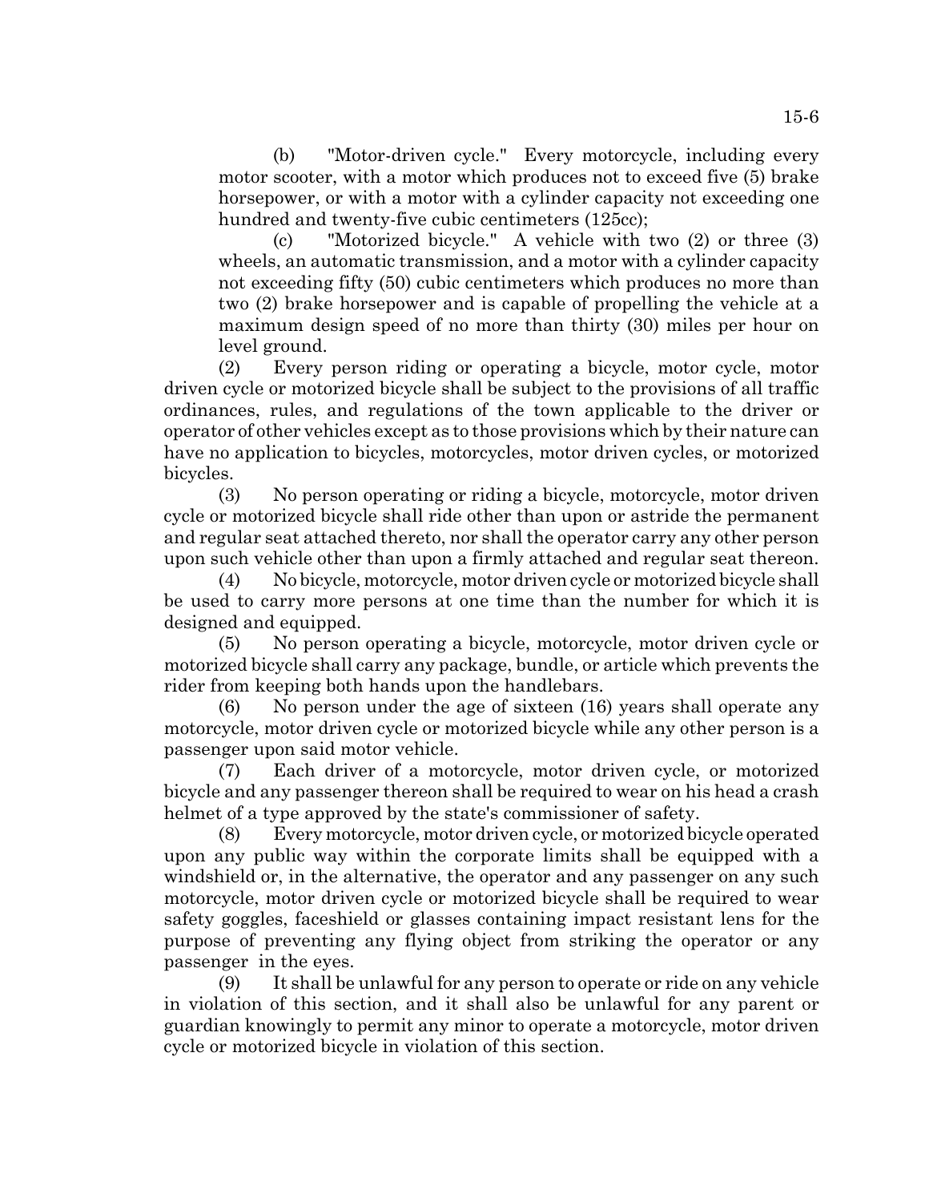(b) "Motor-driven cycle." Every motorcycle, including every motor scooter, with a motor which produces not to exceed five (5) brake horsepower, or with a motor with a cylinder capacity not exceeding one hundred and twenty-five cubic centimeters (125cc);

(c) "Motorized bicycle." A vehicle with two (2) or three (3) wheels, an automatic transmission, and a motor with a cylinder capacity not exceeding fifty (50) cubic centimeters which produces no more than two (2) brake horsepower and is capable of propelling the vehicle at a maximum design speed of no more than thirty (30) miles per hour on level ground.

(2) Every person riding or operating a bicycle, motor cycle, motor driven cycle or motorized bicycle shall be subject to the provisions of all traffic ordinances, rules, and regulations of the town applicable to the driver or operator of other vehicles except as to those provisions which by their nature can have no application to bicycles, motorcycles, motor driven cycles, or motorized bicycles.

(3) No person operating or riding a bicycle, motorcycle, motor driven cycle or motorized bicycle shall ride other than upon or astride the permanent and regular seat attached thereto, nor shall the operator carry any other person upon such vehicle other than upon a firmly attached and regular seat thereon.

(4) No bicycle, motorcycle, motor driven cycle or motorized bicycle shall be used to carry more persons at one time than the number for which it is designed and equipped.

(5) No person operating a bicycle, motorcycle, motor driven cycle or motorized bicycle shall carry any package, bundle, or article which prevents the rider from keeping both hands upon the handlebars.

(6) No person under the age of sixteen (16) years shall operate any motorcycle, motor driven cycle or motorized bicycle while any other person is a passenger upon said motor vehicle.

(7) Each driver of a motorcycle, motor driven cycle, or motorized bicycle and any passenger thereon shall be required to wear on his head a crash helmet of a type approved by the state's commissioner of safety.

(8) Every motorcycle, motor driven cycle, or motorized bicycle operated upon any public way within the corporate limits shall be equipped with a windshield or, in the alternative, the operator and any passenger on any such motorcycle, motor driven cycle or motorized bicycle shall be required to wear safety goggles, faceshield or glasses containing impact resistant lens for the purpose of preventing any flying object from striking the operator or any passenger in the eyes.

(9) It shall be unlawful for any person to operate or ride on any vehicle in violation of this section, and it shall also be unlawful for any parent or guardian knowingly to permit any minor to operate a motorcycle, motor driven cycle or motorized bicycle in violation of this section.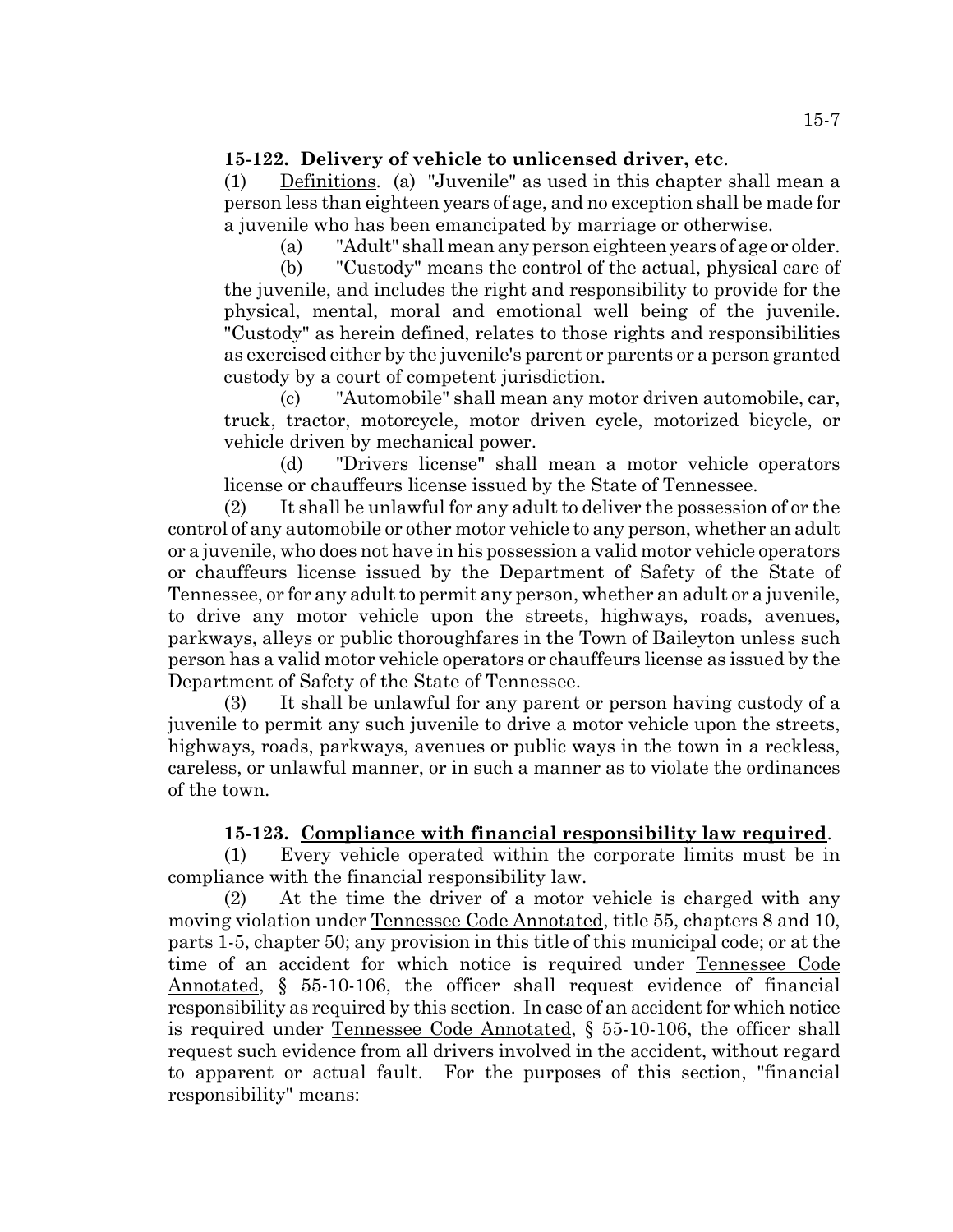**15-122. Delivery of vehicle to unlicensed driver, etc.**

(1) Definitions. (a) "Juvenile" as used in this chapter shall mean a person less than eighteen years of age, and no exception shall be made for a juvenile who has been emancipated by marriage or otherwise.

(a) "Adult" shall mean any person eighteen years of age or older.

(b) "Custody" means the control of the actual, physical care of the juvenile, and includes the right and responsibility to provide for the physical, mental, moral and emotional well being of the juvenile. "Custody" as herein defined, relates to those rights and responsibilities as exercised either by the juvenile's parent or parents or a person granted custody by a court of competent jurisdiction.

(c) "Automobile" shall mean any motor driven automobile, car, truck, tractor, motorcycle, motor driven cycle, motorized bicycle, or vehicle driven by mechanical power.

(d) "Drivers license" shall mean a motor vehicle operators license or chauffeurs license issued by the State of Tennessee.

(2) It shall be unlawful for any adult to deliver the possession of or the control of any automobile or other motor vehicle to any person, whether an adult or a juvenile, who does not have in his possession a valid motor vehicle operators or chauffeurs license issued by the Department of Safety of the State of Tennessee, or for any adult to permit any person, whether an adult or a juvenile, to drive any motor vehicle upon the streets, highways, roads, avenues, parkways, alleys or public thoroughfares in the Town of Baileyton unless such person has a valid motor vehicle operators or chauffeurs license as issued by the Department of Safety of the State of Tennessee.

(3) It shall be unlawful for any parent or person having custody of a juvenile to permit any such juvenile to drive a motor vehicle upon the streets, highways, roads, parkways, avenues or public ways in the town in a reckless, careless, or unlawful manner, or in such a manner as to violate the ordinances of the town.

**15-123. Compliance with financial responsibility law required.**

(1) Every vehicle operated within the corporate limits must be in compliance with the financial responsibility law.

(2) At the time the driver of a motor vehicle is charged with any moving violation under Tennessee Code Annotated, title 55, chapters 8 and 10, parts 1-5, chapter 50; any provision in this title of this municipal code; or at the time of an accident for which notice is required under Tennessee Code Annotated, § 55-10-106, the officer shall request evidence of financial responsibility as required by this section. In case of an accident for which notice is required under Tennessee Code Annotated, § 55-10-106, the officer shall request such evidence from all drivers involved in the accident, without regard to apparent or actual fault. For the purposes of this section, "financial responsibility" means: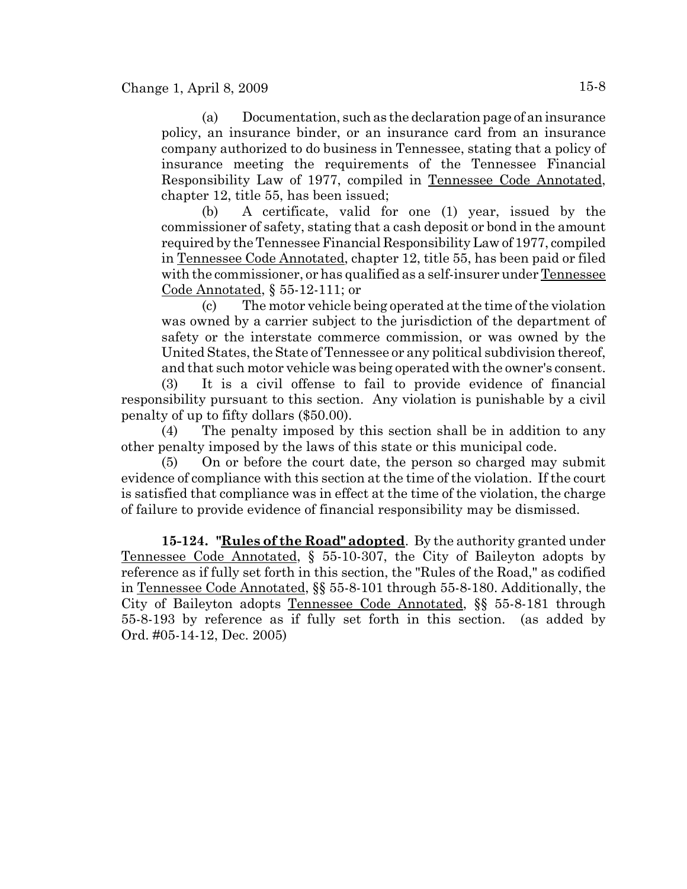(a) Documentation, such as the declaration page of an insurance policy, an insurance binder, or an insurance card from an insurance company authorized to do business in Tennessee, stating that a policy of insurance meeting the requirements of the Tennessee Financial Responsibility Law of 1977, compiled in Tennessee Code Annotated, chapter 12, title 55, has been issued;

(b) A certificate, valid for one (1) year, issued by the commissioner of safety, stating that a cash deposit or bond in the amount required by the Tennessee Financial Responsibility Law of 1977, compiled in Tennessee Code Annotated, chapter 12, title 55, has been paid or filed with the commissioner, or has qualified as a self-insurer under Tennessee Code Annotated, § 55-12-111; or

(c) The motor vehicle being operated at the time of the violation was owned by a carrier subject to the jurisdiction of the department of safety or the interstate commerce commission, or was owned by the United States, the State of Tennessee or any political subdivision thereof, and that such motor vehicle was being operated with the owner's consent.

(3) It is a civil offense to fail to provide evidence of financial responsibility pursuant to this section. Any violation is punishable by a civil penalty of up to fifty dollars ($50.00).

(4) The penalty imposed by this section shall be in addition to any other penalty imposed by the laws of this state or this municipal code.

(5) On or before the court date, the person so charged may submit evidence of compliance with this section at the time of the violation. If the court is satisfied that compliance was in effect at the time of the violation, the charge of failure to provide evidence of financial responsibility may be dismissed.

**15-124. "Rules of the Road" adopted**. By the authority granted under Tennessee Code Annotated, § 55-10-307, the City of Baileyton adopts by reference as if fully set forth in this section, the "Rules of the Road," as codified in Tennessee Code Annotated, §§ 55-8-101 through 55-8-180. Additionally, the City of Baileyton adopts Tennessee Code Annotated, §§ 55-8-181 through 55-8-193 by reference as if fully set forth in this section. (as added by Ord. #05-14-12, Dec. 2005)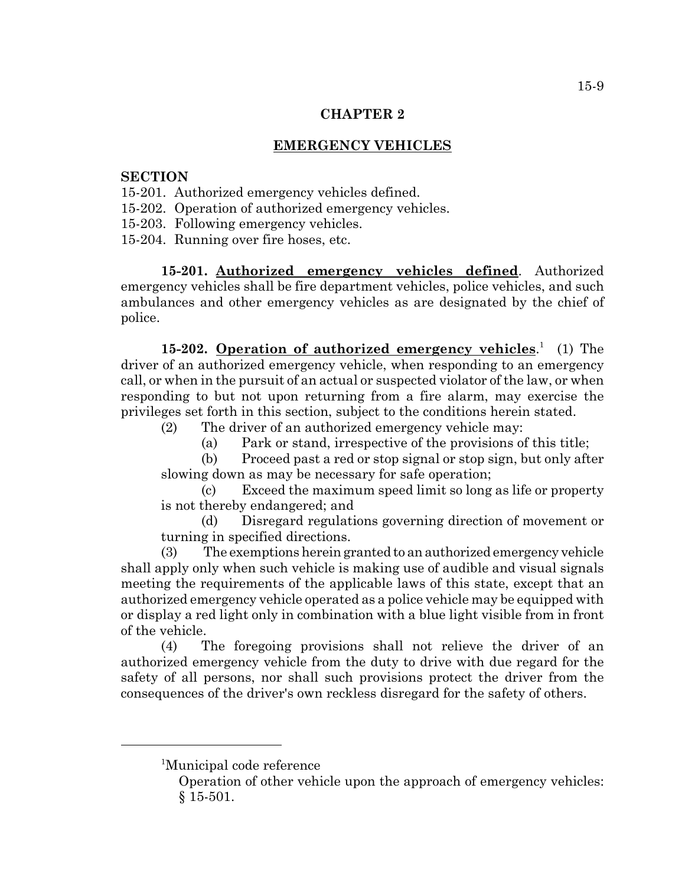# CHAPTER 2

## EMERGENCY VEHICLES

**SECTION**

15-201. Authorized emergency vehicles defined.
15-202. Operation of authorized emergency vehicles.
15-203. Following emergency vehicles.
15-204. Running over fire hoses, etc.

**15-201. Authorized emergency vehicles defined**. Authorized emergency vehicles shall be fire department vehicles, police vehicles, and such ambulances and other emergency vehicles as are designated by the chief of police.

**15-202. Operation of authorized emergency vehicles**.[1] (1) The driver of an authorized emergency vehicle, when responding to an emergency call, or when in the pursuit of an actual or suspected violator of the law, or when responding to but not upon returning from a fire alarm, may exercise the privileges set forth in this section, subject to the conditions herein stated.

(2) The driver of an authorized emergency vehicle may:

(a) Park or stand, irrespective of the provisions of this title;

(b) Proceed past a red or stop signal or stop sign, but only after slowing down as may be necessary for safe operation;

(c) Exceed the maximum speed limit so long as life or property is not thereby endangered; and

(d) Disregard regulations governing direction of movement or turning in specified directions.

(3) The exemptions herein granted to an authorized emergency vehicle shall apply only when such vehicle is making use of audible and visual signals meeting the requirements of the applicable laws of this state, except that an authorized emergency vehicle operated as a police vehicle may be equipped with or display a red light only in combination with a blue light visible from in front of the vehicle.

(4) The foregoing provisions shall not relieve the driver of an authorized emergency vehicle from the duty to drive with due regard for the safety of all persons, nor shall such provisions protect the driver from the consequences of the driver's own reckless disregard for the safety of others.

---

[1]Municipal code reference

Operation of other vehicle upon the approach of emergency vehicles: § 15-501.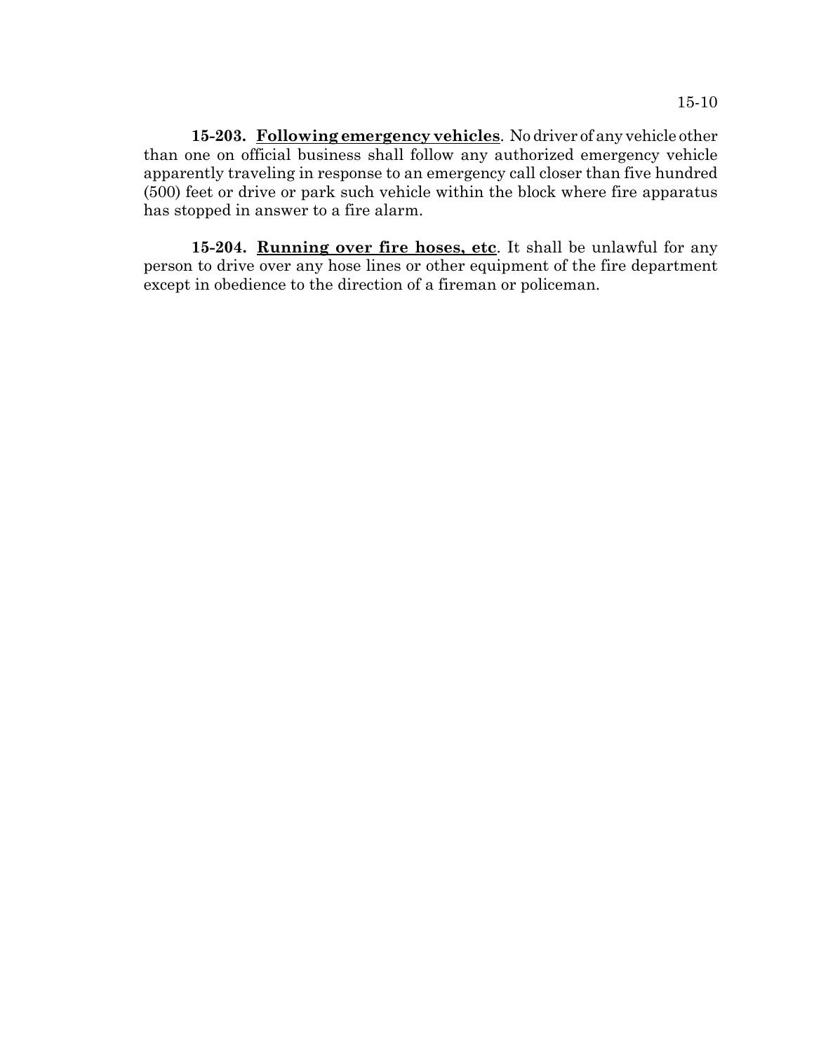**15-203. Following emergency vehicles**. No driver of any vehicle other than one on official business shall follow any authorized emergency vehicle apparently traveling in response to an emergency call closer than five hundred (500) feet or drive or park such vehicle within the block where fire apparatus has stopped in answer to a fire alarm.

**15-204. Running over fire hoses, etc**. It shall be unlawful for any person to drive over any hose lines or other equipment of the fire department except in obedience to the direction of a fireman or policeman.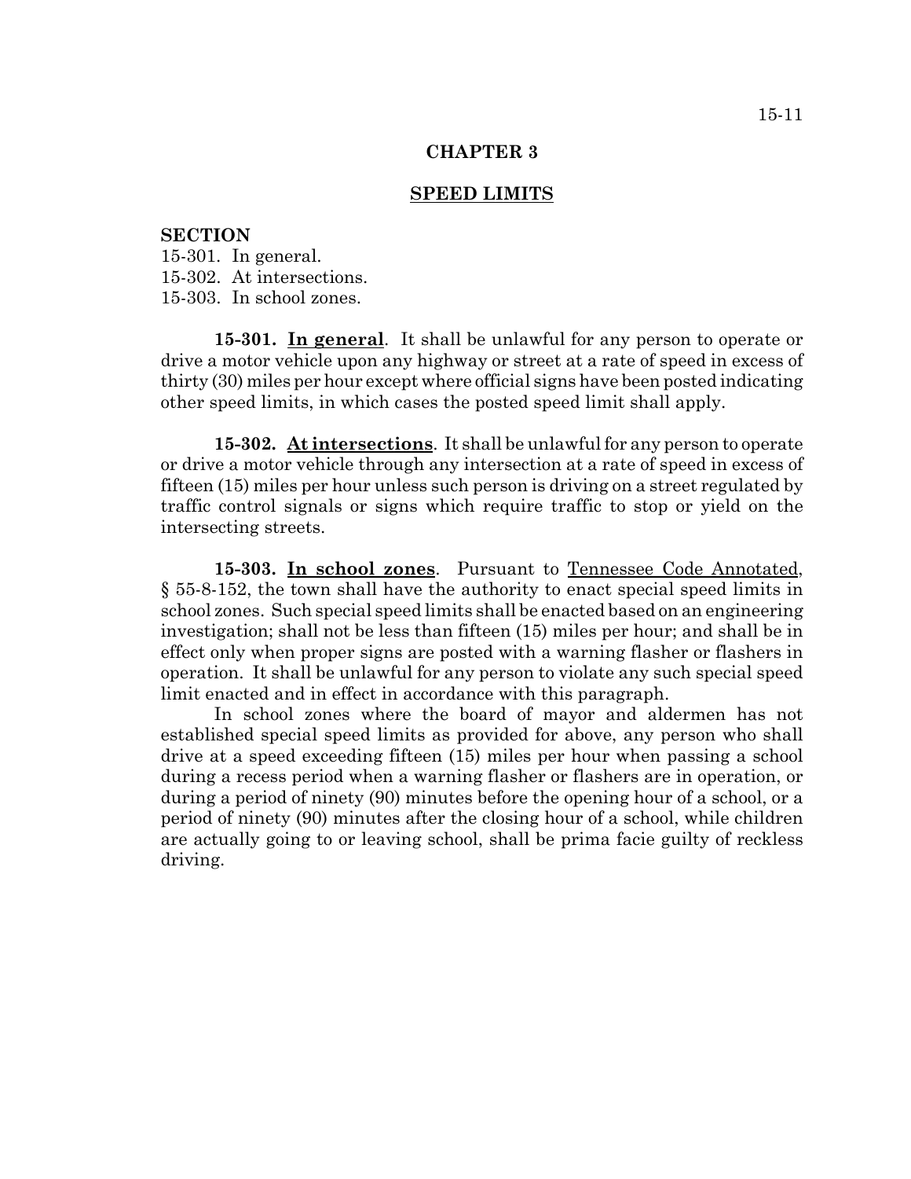## CHAPTER 3

## SPEED LIMITS

**SECTION**

15-301. In general.
15-302. At intersections.
15-303. In school zones.

**15-301. In general**. It shall be unlawful for any person to operate or drive a motor vehicle upon any highway or street at a rate of speed in excess of thirty (30) miles per hour except where official signs have been posted indicating other speed limits, in which cases the posted speed limit shall apply.

**15-302. At intersections**. It shall be unlawful for any person to operate or drive a motor vehicle through any intersection at a rate of speed in excess of fifteen (15) miles per hour unless such person is driving on a street regulated by traffic control signals or signs which require traffic to stop or yield on the intersecting streets.

**15-303. In school zones**. Pursuant to Tennessee Code Annotated, § 55-8-152, the town shall have the authority to enact special speed limits in school zones. Such special speed limits shall be enacted based on an engineering investigation; shall not be less than fifteen (15) miles per hour; and shall be in effect only when proper signs are posted with a warning flasher or flashers in operation. It shall be unlawful for any person to violate any such special speed limit enacted and in effect in accordance with this paragraph.

In school zones where the board of mayor and aldermen has not established special speed limits as provided for above, any person who shall drive at a speed exceeding fifteen (15) miles per hour when passing a school during a recess period when a warning flasher or flashers are in operation, or during a period of ninety (90) minutes before the opening hour of a school, or a period of ninety (90) minutes after the closing hour of a school, while children are actually going to or leaving school, shall be prima facie guilty of reckless driving.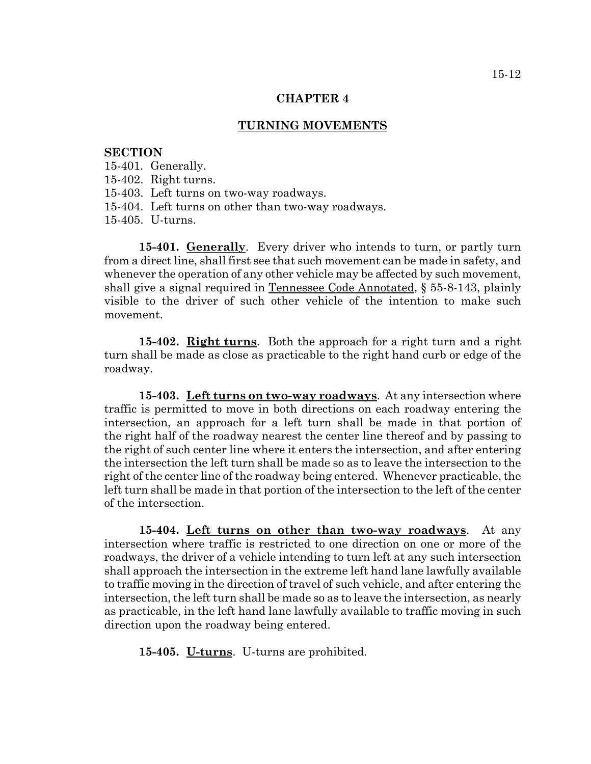# CHAPTER 4

## TURNING MOVEMENTS

**SECTION**

15-401. Generally.
15-402. Right turns.
15-403. Left turns on two-way roadways.
15-404. Left turns on other than two-way roadways.
15-405. U-turns.

**15-401. Generally**. Every driver who intends to turn, or partly turn from a direct line, shall first see that such movement can be made in safety, and whenever the operation of any other vehicle may be affected by such movement, shall give a signal required in Tennessee Code Annotated, § 55-8-143, plainly visible to the driver of such other vehicle of the intention to make such movement.

**15-402. Right turns**. Both the approach for a right turn and a right turn shall be made as close as practicable to the right hand curb or edge of the roadway.

**15-403. Left turns on two-way roadways**. At any intersection where traffic is permitted to move in both directions on each roadway entering the intersection, an approach for a left turn shall be made in that portion of the right half of the roadway nearest the center line thereof and by passing to the right of such center line where it enters the intersection, and after entering the intersection the left turn shall be made so as to leave the intersection to the right of the center line of the roadway being entered. Whenever practicable, the left turn shall be made in that portion of the intersection to the left of the center of the intersection.

**15-404. Left turns on other than two-way roadways**. At any intersection where traffic is restricted to one direction on one or more of the roadways, the driver of a vehicle intending to turn left at any such intersection shall approach the intersection in the extreme left hand lane lawfully available to traffic moving in the direction of travel of such vehicle, and after entering the intersection, the left turn shall be made so as to leave the intersection, as nearly as practicable, in the left hand lane lawfully available to traffic moving in such direction upon the roadway being entered.

**15-405. U-turns**. U-turns are prohibited.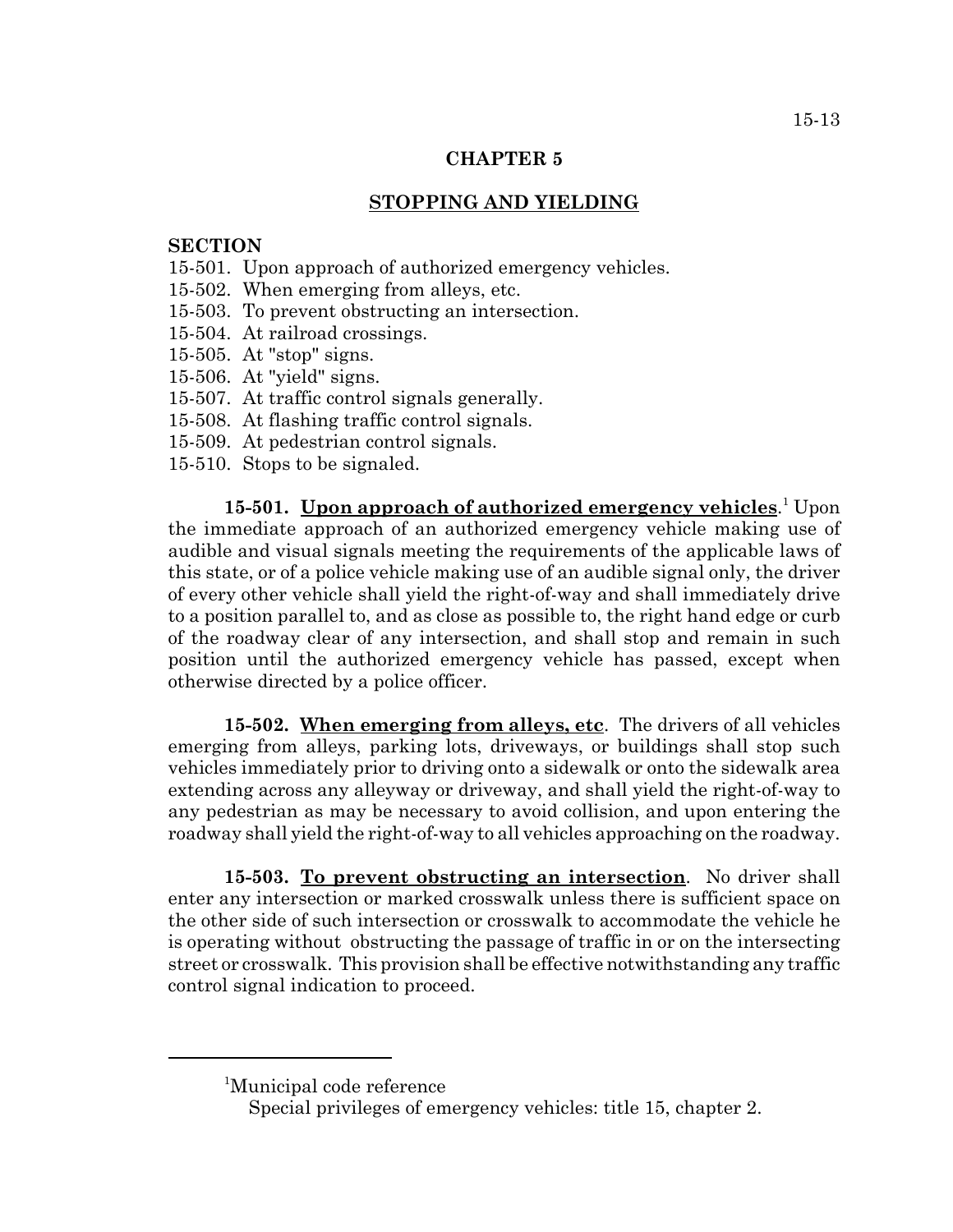# CHAPTER 5

## STOPPING AND YIELDING

**SECTION**

15-501. Upon approach of authorized emergency vehicles.
15-502. When emerging from alleys, etc.
15-503. To prevent obstructing an intersection.
15-504. At railroad crossings.
15-505. At "stop" signs.
15-506. At "yield" signs.
15-507. At traffic control signals generally.
15-508. At flashing traffic control signals.
15-509. At pedestrian control signals.
15-510. Stops to be signaled.

**15-501. Upon approach of authorized emergency vehicles**.[1] Upon the immediate approach of an authorized emergency vehicle making use of audible and visual signals meeting the requirements of the applicable laws of this state, or of a police vehicle making use of an audible signal only, the driver of every other vehicle shall yield the right-of-way and shall immediately drive to a position parallel to, and as close as possible to, the right hand edge or curb of the roadway clear of any intersection, and shall stop and remain in such position until the authorized emergency vehicle has passed, except when otherwise directed by a police officer.

**15-502. When emerging from alleys, etc**. The drivers of all vehicles emerging from alleys, parking lots, driveways, or buildings shall stop such vehicles immediately prior to driving onto a sidewalk or onto the sidewalk area extending across any alleyway or driveway, and shall yield the right-of-way to any pedestrian as may be necessary to avoid collision, and upon entering the roadway shall yield the right-of-way to all vehicles approaching on the roadway.

**15-503. To prevent obstructing an intersection**. No driver shall enter any intersection or marked crosswalk unless there is sufficient space on the other side of such intersection or crosswalk to accommodate the vehicle he is operating without obstructing the passage of traffic in or on the intersecting street or crosswalk. This provision shall be effective notwithstanding any traffic control signal indication to proceed.

---

[1]Municipal code reference
Special privileges of emergency vehicles: title 15, chapter 2.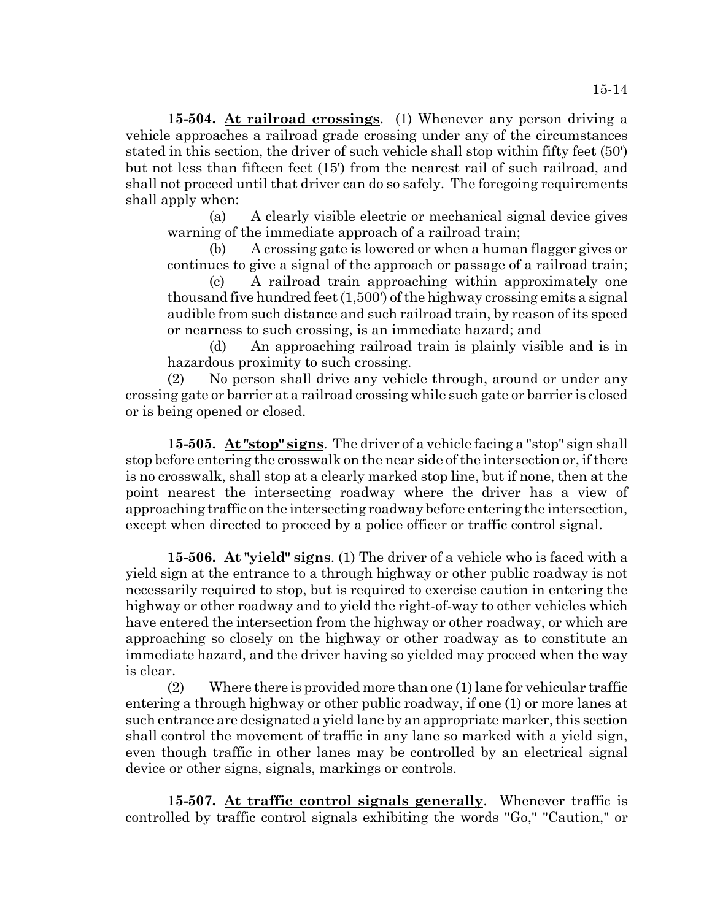**15-504. <u>At railroad crossings</u>**. (1) Whenever any person driving a vehicle approaches a railroad grade crossing under any of the circumstances stated in this section, the driver of such vehicle shall stop within fifty feet (50') but not less than fifteen feet (15') from the nearest rail of such railroad, and shall not proceed until that driver can do so safely. The foregoing requirements shall apply when:

(a) A clearly visible electric or mechanical signal device gives warning of the immediate approach of a railroad train;

(b) A crossing gate is lowered or when a human flagger gives or continues to give a signal of the approach or passage of a railroad train;

(c) A railroad train approaching within approximately one thousand five hundred feet (1,500') of the highway crossing emits a signal audible from such distance and such railroad train, by reason of its speed or nearness to such crossing, is an immediate hazard; and

(d) An approaching railroad train is plainly visible and is in hazardous proximity to such crossing.

(2) No person shall drive any vehicle through, around or under any crossing gate or barrier at a railroad crossing while such gate or barrier is closed or is being opened or closed.

**15-505. <u>At "stop" signs</u>**. The driver of a vehicle facing a "stop" sign shall stop before entering the crosswalk on the near side of the intersection or, if there is no crosswalk, shall stop at a clearly marked stop line, but if none, then at the point nearest the intersecting roadway where the driver has a view of approaching traffic on the intersecting roadway before entering the intersection, except when directed to proceed by a police officer or traffic control signal.

**15-506. <u>At "yield" signs</u>**. (1) The driver of a vehicle who is faced with a yield sign at the entrance to a through highway or other public roadway is not necessarily required to stop, but is required to exercise caution in entering the highway or other roadway and to yield the right-of-way to other vehicles which have entered the intersection from the highway or other roadway, or which are approaching so closely on the highway or other roadway as to constitute an immediate hazard, and the driver having so yielded may proceed when the way is clear.

(2) Where there is provided more than one (1) lane for vehicular traffic entering a through highway or other public roadway, if one (1) or more lanes at such entrance are designated a yield lane by an appropriate marker, this section shall control the movement of traffic in any lane so marked with a yield sign, even though traffic in other lanes may be controlled by an electrical signal device or other signs, signals, markings or controls.

**15-507. <u>At traffic control signals generally</u>**. Whenever traffic is controlled by traffic control signals exhibiting the words "Go," "Caution," or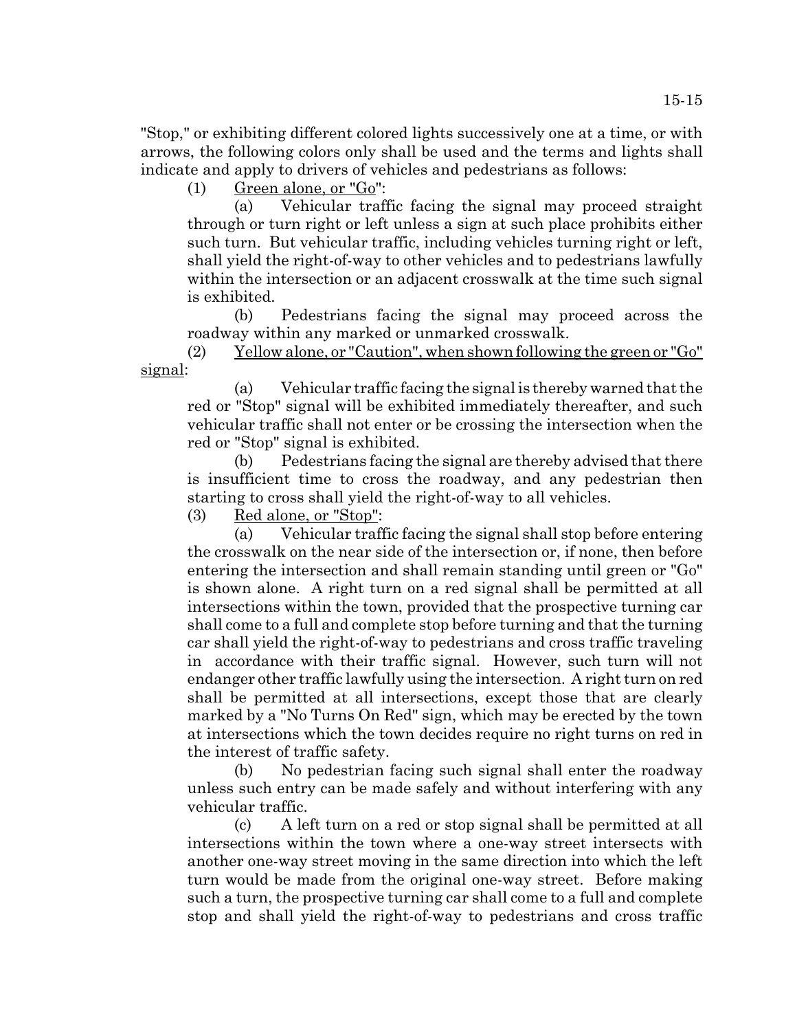"Stop," or exhibiting different colored lights successively one at a time, or with arrows, the following colors only shall be used and the terms and lights shall indicate and apply to drivers of vehicles and pedestrians as follows:

(1) Green alone, or "Go":

(a) Vehicular traffic facing the signal may proceed straight through or turn right or left unless a sign at such place prohibits either such turn. But vehicular traffic, including vehicles turning right or left, shall yield the right-of-way to other vehicles and to pedestrians lawfully within the intersection or an adjacent crosswalk at the time such signal is exhibited.

(b) Pedestrians facing the signal may proceed across the roadway within any marked or unmarked crosswalk.

(2) Yellow alone, or "Caution", when shown following the green or "Go" signal:

(a) Vehicular traffic facing the signal is thereby warned that the red or "Stop" signal will be exhibited immediately thereafter, and such vehicular traffic shall not enter or be crossing the intersection when the red or "Stop" signal is exhibited.

(b) Pedestrians facing the signal are thereby advised that there is insufficient time to cross the roadway, and any pedestrian then starting to cross shall yield the right-of-way to all vehicles.

(3) Red alone, or "Stop":

(a) Vehicular traffic facing the signal shall stop before entering the crosswalk on the near side of the intersection or, if none, then before entering the intersection and shall remain standing until green or "Go" is shown alone. A right turn on a red signal shall be permitted at all intersections within the town, provided that the prospective turning car shall come to a full and complete stop before turning and that the turning car shall yield the right-of-way to pedestrians and cross traffic traveling in accordance with their traffic signal. However, such turn will not endanger other traffic lawfully using the intersection. A right turn on red shall be permitted at all intersections, except those that are clearly marked by a "No Turns On Red" sign, which may be erected by the town at intersections which the town decides require no right turns on red in the interest of traffic safety.

(b) No pedestrian facing such signal shall enter the roadway unless such entry can be made safely and without interfering with any vehicular traffic.

(c) A left turn on a red or stop signal shall be permitted at all intersections within the town where a one-way street intersects with another one-way street moving in the same direction into which the left turn would be made from the original one-way street. Before making such a turn, the prospective turning car shall come to a full and complete stop and shall yield the right-of-way to pedestrians and cross traffic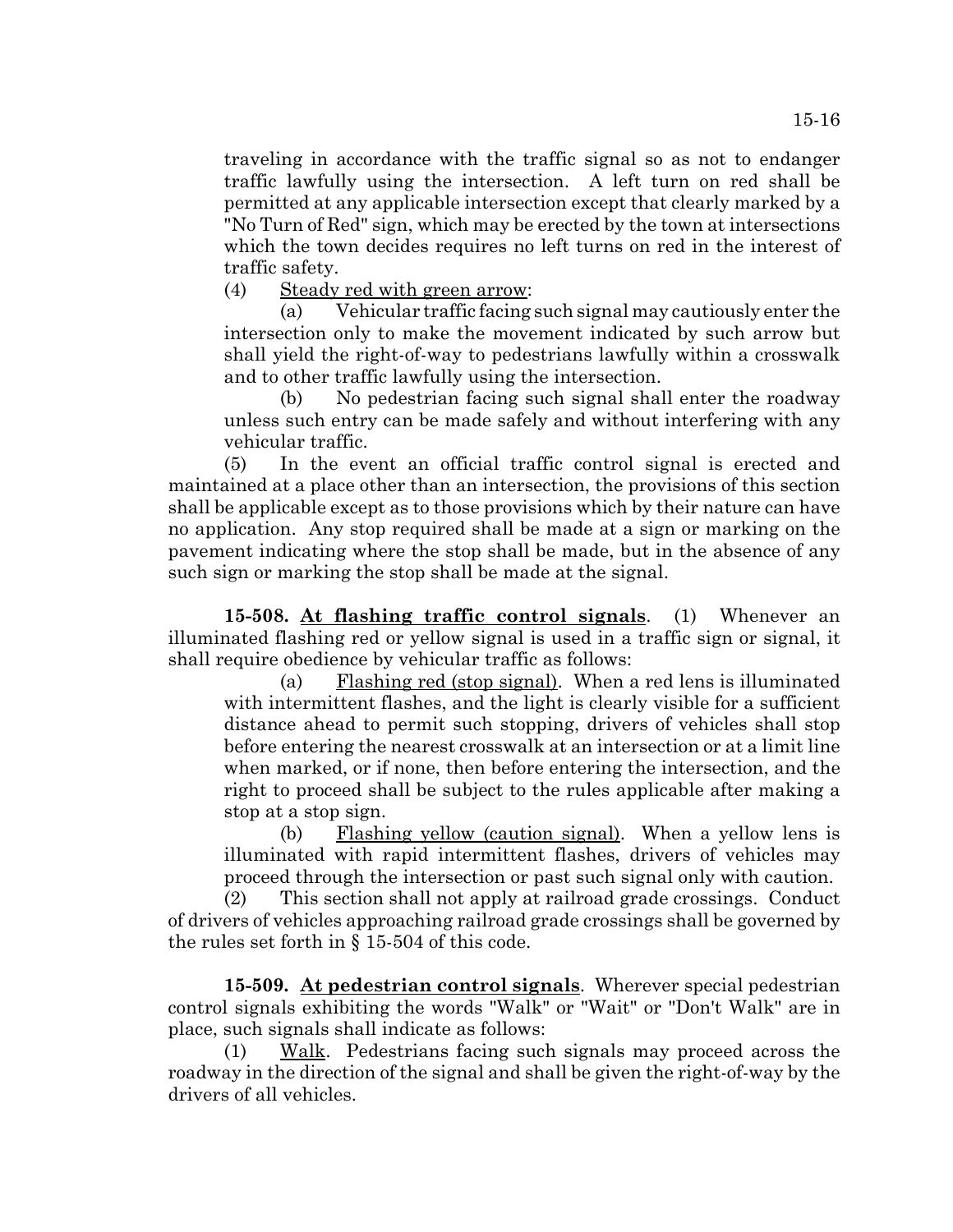traveling in accordance with the traffic signal so as not to endanger traffic lawfully using the intersection. A left turn on red shall be permitted at any applicable intersection except that clearly marked by a "No Turn of Red" sign, which may be erected by the town at intersections which the town decides requires no left turns on red in the interest of traffic safety.

(4) Steady red with green arrow:

(a) Vehicular traffic facing such signal may cautiously enter the intersection only to make the movement indicated by such arrow but shall yield the right-of-way to pedestrians lawfully within a crosswalk and to other traffic lawfully using the intersection.

(b) No pedestrian facing such signal shall enter the roadway unless such entry can be made safely and without interfering with any vehicular traffic.

(5) In the event an official traffic control signal is erected and maintained at a place other than an intersection, the provisions of this section shall be applicable except as to those provisions which by their nature can have no application. Any stop required shall be made at a sign or marking on the pavement indicating where the stop shall be made, but in the absence of any such sign or marking the stop shall be made at the signal.

**15-508. At flashing traffic control signals**. (1) Whenever an illuminated flashing red or yellow signal is used in a traffic sign or signal, it shall require obedience by vehicular traffic as follows:

(a) Flashing red (stop signal). When a red lens is illuminated with intermittent flashes, and the light is clearly visible for a sufficient distance ahead to permit such stopping, drivers of vehicles shall stop before entering the nearest crosswalk at an intersection or at a limit line when marked, or if none, then before entering the intersection, and the right to proceed shall be subject to the rules applicable after making a stop at a stop sign.

(b) Flashing yellow (caution signal). When a yellow lens is illuminated with rapid intermittent flashes, drivers of vehicles may proceed through the intersection or past such signal only with caution.

(2) This section shall not apply at railroad grade crossings. Conduct of drivers of vehicles approaching railroad grade crossings shall be governed by the rules set forth in § 15-504 of this code.

**15-509. At pedestrian control signals**. Wherever special pedestrian control signals exhibiting the words "Walk" or "Wait" or "Don't Walk" are in place, such signals shall indicate as follows:

(1) Walk. Pedestrians facing such signals may proceed across the roadway in the direction of the signal and shall be given the right-of-way by the drivers of all vehicles.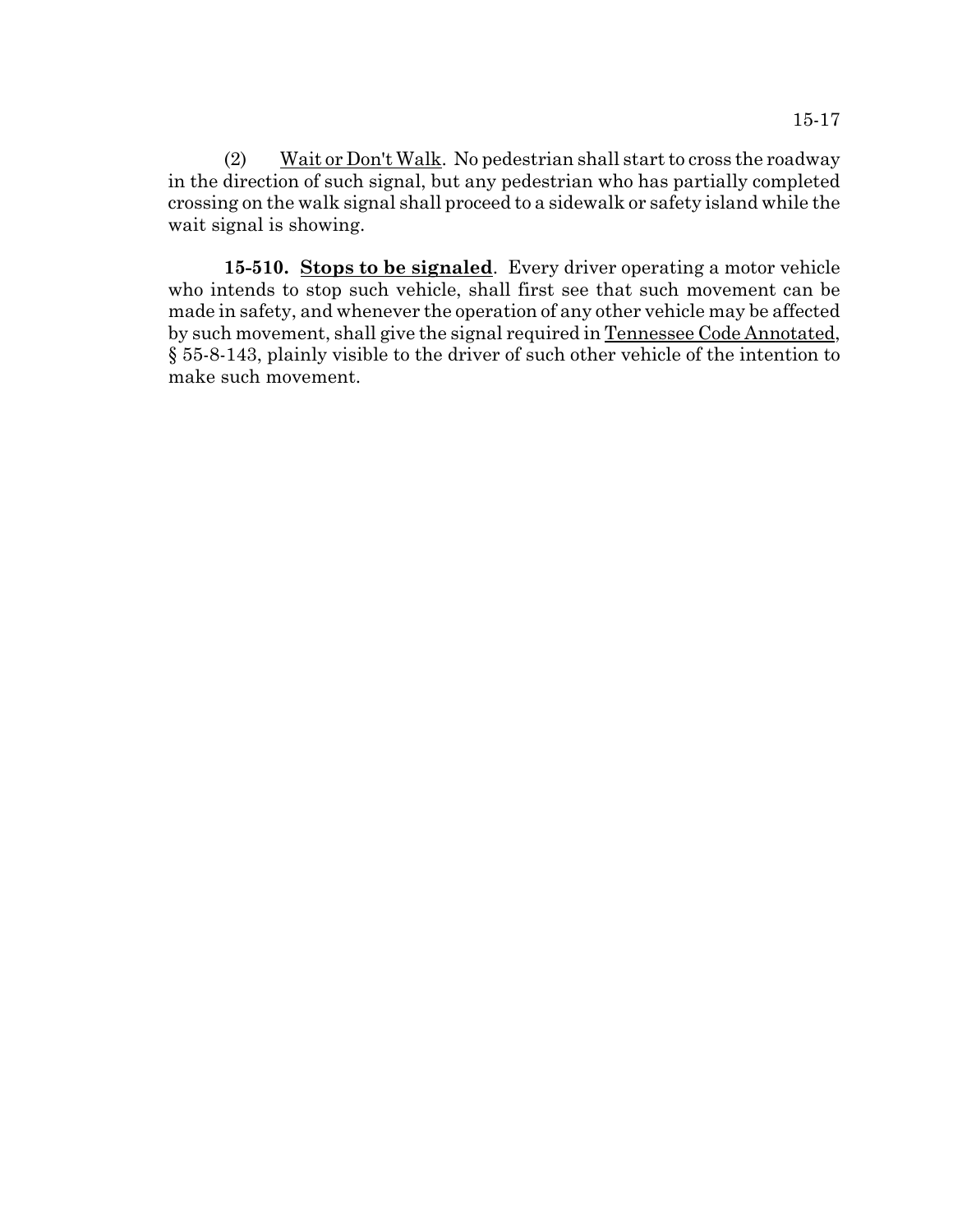(2) Wait or Don't Walk. No pedestrian shall start to cross the roadway in the direction of such signal, but any pedestrian who has partially completed crossing on the walk signal shall proceed to a sidewalk or safety island while the wait signal is showing.

**15-510. Stops to be signaled**. Every driver operating a motor vehicle who intends to stop such vehicle, shall first see that such movement can be made in safety, and whenever the operation of any other vehicle may be affected by such movement, shall give the signal required in Tennessee Code Annotated, § 55-8-143, plainly visible to the driver of such other vehicle of the intention to make such movement.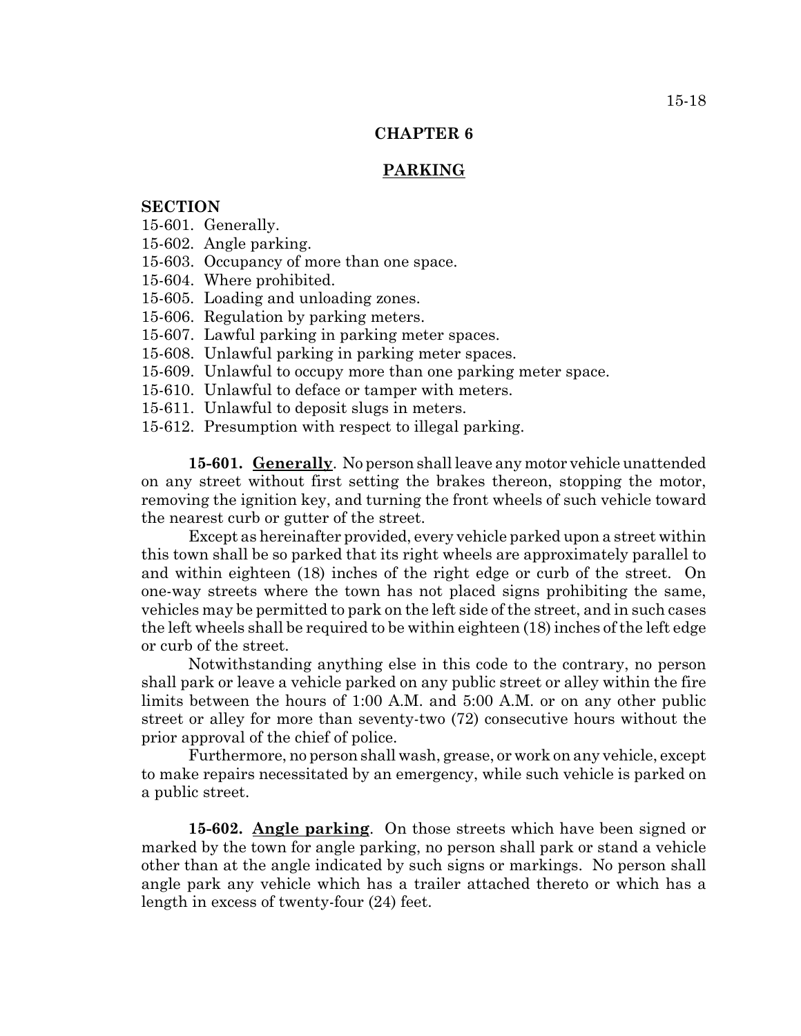## CHAPTER 6

## PARKING

**SECTION**

15-601. Generally.
15-602. Angle parking.
15-603. Occupancy of more than one space.
15-604. Where prohibited.
15-605. Loading and unloading zones.
15-606. Regulation by parking meters.
15-607. Lawful parking in parking meter spaces.
15-608. Unlawful parking in parking meter spaces.
15-609. Unlawful to occupy more than one parking meter space.
15-610. Unlawful to deface or tamper with meters.
15-611. Unlawful to deposit slugs in meters.
15-612. Presumption with respect to illegal parking.

**15-601. Generally**. No person shall leave any motor vehicle unattended on any street without first setting the brakes thereon, stopping the motor, removing the ignition key, and turning the front wheels of such vehicle toward the nearest curb or gutter of the street.

Except as hereinafter provided, every vehicle parked upon a street within this town shall be so parked that its right wheels are approximately parallel to and within eighteen (18) inches of the right edge or curb of the street. On one-way streets where the town has not placed signs prohibiting the same, vehicles may be permitted to park on the left side of the street, and in such cases the left wheels shall be required to be within eighteen (18) inches of the left edge or curb of the street.

Notwithstanding anything else in this code to the contrary, no person shall park or leave a vehicle parked on any public street or alley within the fire limits between the hours of 1:00 A.M. and 5:00 A.M. or on any other public street or alley for more than seventy-two (72) consecutive hours without the prior approval of the chief of police.

Furthermore, no person shall wash, grease, or work on any vehicle, except to make repairs necessitated by an emergency, while such vehicle is parked on a public street.

**15-602. Angle parking**. On those streets which have been signed or marked by the town for angle parking, no person shall park or stand a vehicle other than at the angle indicated by such signs or markings. No person shall angle park any vehicle which has a trailer attached thereto or which has a length in excess of twenty-four (24) feet.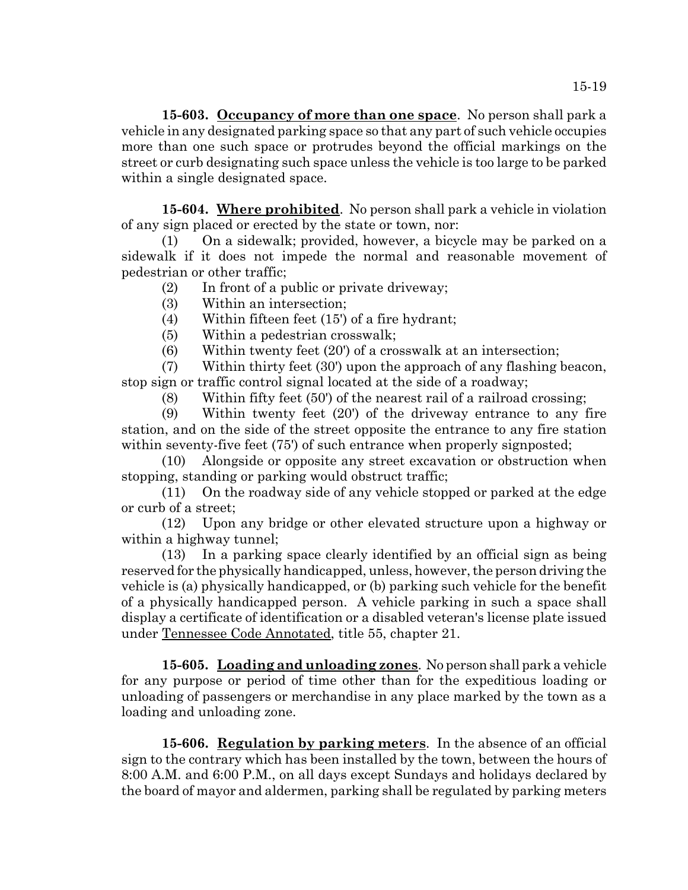**15-603. Occupancy of more than one space**. No person shall park a vehicle in any designated parking space so that any part of such vehicle occupies more than one such space or protrudes beyond the official markings on the street or curb designating such space unless the vehicle is too large to be parked within a single designated space.

**15-604. Where prohibited**. No person shall park a vehicle in violation of any sign placed or erected by the state or town, nor:

(1) On a sidewalk; provided, however, a bicycle may be parked on a sidewalk if it does not impede the normal and reasonable movement of pedestrian or other traffic;

(2) In front of a public or private driveway;

(3) Within an intersection;

(4) Within fifteen feet (15') of a fire hydrant;

(5) Within a pedestrian crosswalk;

(6) Within twenty feet (20') of a crosswalk at an intersection;

(7) Within thirty feet (30') upon the approach of any flashing beacon, stop sign or traffic control signal located at the side of a roadway;

(8) Within fifty feet (50') of the nearest rail of a railroad crossing;

(9) Within twenty feet (20') of the driveway entrance to any fire station, and on the side of the street opposite the entrance to any fire station within seventy-five feet (75') of such entrance when properly signposted;

(10) Alongside or opposite any street excavation or obstruction when stopping, standing or parking would obstruct traffic;

(11) On the roadway side of any vehicle stopped or parked at the edge or curb of a street;

(12) Upon any bridge or other elevated structure upon a highway or within a highway tunnel;

(13) In a parking space clearly identified by an official sign as being reserved for the physically handicapped, unless, however, the person driving the vehicle is (a) physically handicapped, or (b) parking such vehicle for the benefit of a physically handicapped person. A vehicle parking in such a space shall display a certificate of identification or a disabled veteran's license plate issued under Tennessee Code Annotated, title 55, chapter 21.

**15-605. Loading and unloading zones**. No person shall park a vehicle for any purpose or period of time other than for the expeditious loading or unloading of passengers or merchandise in any place marked by the town as a loading and unloading zone.

**15-606. Regulation by parking meters**. In the absence of an official sign to the contrary which has been installed by the town, between the hours of 8:00 A.M. and 6:00 P.M., on all days except Sundays and holidays declared by the board of mayor and aldermen, parking shall be regulated by parking meters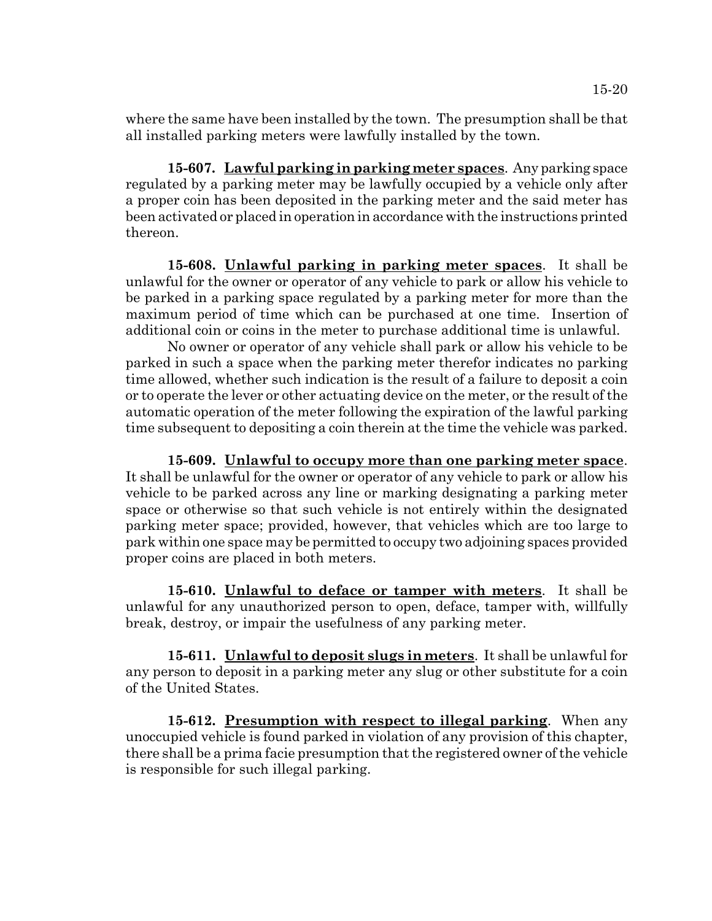where the same have been installed by the town. The presumption shall be that all installed parking meters were lawfully installed by the town.

**15-607. Lawful parking in parking meter spaces**. Any parking space regulated by a parking meter may be lawfully occupied by a vehicle only after a proper coin has been deposited in the parking meter and the said meter has been activated or placed in operation in accordance with the instructions printed thereon.

**15-608. Unlawful parking in parking meter spaces**. It shall be unlawful for the owner or operator of any vehicle to park or allow his vehicle to be parked in a parking space regulated by a parking meter for more than the maximum period of time which can be purchased at one time. Insertion of additional coin or coins in the meter to purchase additional time is unlawful.

No owner or operator of any vehicle shall park or allow his vehicle to be parked in such a space when the parking meter therefor indicates no parking time allowed, whether such indication is the result of a failure to deposit a coin or to operate the lever or other actuating device on the meter, or the result of the automatic operation of the meter following the expiration of the lawful parking time subsequent to depositing a coin therein at the time the vehicle was parked.

**15-609. Unlawful to occupy more than one parking meter space**. It shall be unlawful for the owner or operator of any vehicle to park or allow his vehicle to be parked across any line or marking designating a parking meter space or otherwise so that such vehicle is not entirely within the designated parking meter space; provided, however, that vehicles which are too large to park within one space may be permitted to occupy two adjoining spaces provided proper coins are placed in both meters.

**15-610. Unlawful to deface or tamper with meters**. It shall be unlawful for any unauthorized person to open, deface, tamper with, willfully break, destroy, or impair the usefulness of any parking meter.

**15-611. Unlawful to deposit slugs in meters**. It shall be unlawful for any person to deposit in a parking meter any slug or other substitute for a coin of the United States.

**15-612. Presumption with respect to illegal parking**. When any unoccupied vehicle is found parked in violation of any provision of this chapter, there shall be a prima facie presumption that the registered owner of the vehicle is responsible for such illegal parking.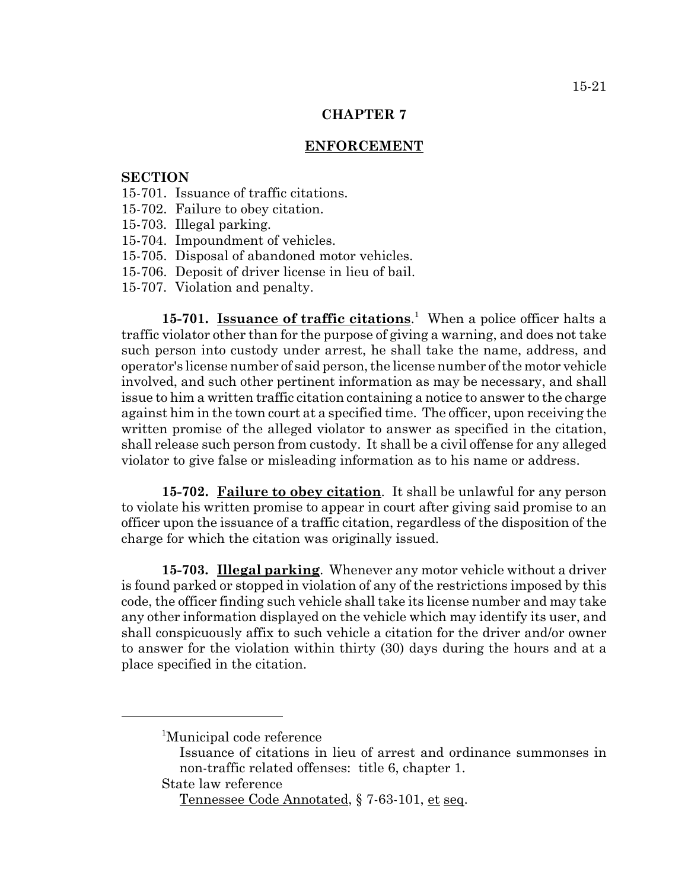# CHAPTER 7

## ENFORCEMENT

**SECTION**

15-701. Issuance of traffic citations.
15-702. Failure to obey citation.
15-703. Illegal parking.
15-704. Impoundment of vehicles.
15-705. Disposal of abandoned motor vehicles.
15-706. Deposit of driver license in lieu of bail.
15-707. Violation and penalty.

**15-701. Issuance of traffic citations**.[1] When a police officer halts a traffic violator other than for the purpose of giving a warning, and does not take such person into custody under arrest, he shall take the name, address, and operator's license number of said person, the license number of the motor vehicle involved, and such other pertinent information as may be necessary, and shall issue to him a written traffic citation containing a notice to answer to the charge against him in the town court at a specified time. The officer, upon receiving the written promise of the alleged violator to answer as specified in the citation, shall release such person from custody. It shall be a civil offense for any alleged violator to give false or misleading information as to his name or address.

**15-702. Failure to obey citation**. It shall be unlawful for any person to violate his written promise to appear in court after giving said promise to an officer upon the issuance of a traffic citation, regardless of the disposition of the charge for which the citation was originally issued.

**15-703. Illegal parking**. Whenever any motor vehicle without a driver is found parked or stopped in violation of any of the restrictions imposed by this code, the officer finding such vehicle shall take its license number and may take any other information displayed on the vehicle which may identify its user, and shall conspicuously affix to such vehicle a citation for the driver and/or owner to answer for the violation within thirty (30) days during the hours and at a place specified in the citation.

---

[1]Municipal code reference
Issuance of citations in lieu of arrest and ordinance summonses in non-traffic related offenses: title 6, chapter 1.
State law reference
Tennessee Code Annotated, § 7-63-101, et seq.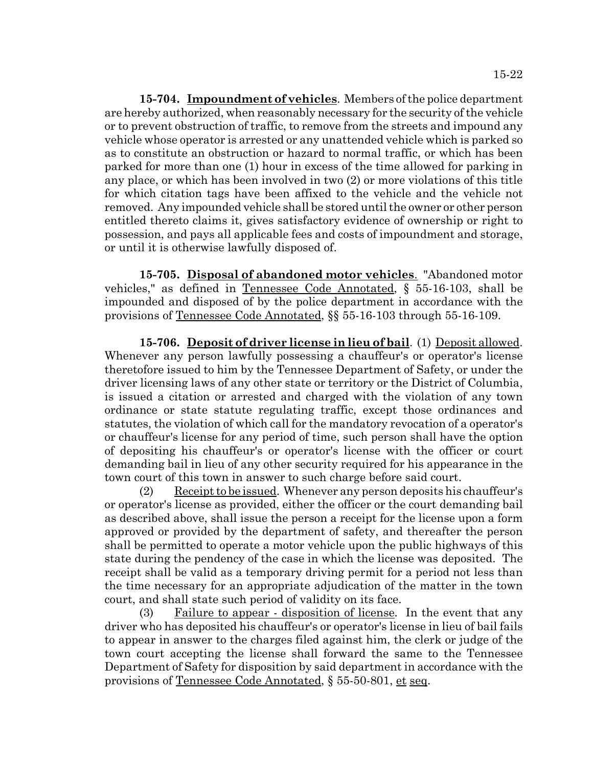**15-704. Impoundment of vehicles**. Members of the police department are hereby authorized, when reasonably necessary for the security of the vehicle or to prevent obstruction of traffic, to remove from the streets and impound any vehicle whose operator is arrested or any unattended vehicle which is parked so as to constitute an obstruction or hazard to normal traffic, or which has been parked for more than one (1) hour in excess of the time allowed for parking in any place, or which has been involved in two (2) or more violations of this title for which citation tags have been affixed to the vehicle and the vehicle not removed. Any impounded vehicle shall be stored until the owner or other person entitled thereto claims it, gives satisfactory evidence of ownership or right to possession, and pays all applicable fees and costs of impoundment and storage, or until it is otherwise lawfully disposed of.

**15-705. Disposal of abandoned motor vehicles**. "Abandoned motor vehicles," as defined in Tennessee Code Annotated, § 55-16-103, shall be impounded and disposed of by the police department in accordance with the provisions of Tennessee Code Annotated, §§ 55-16-103 through 55-16-109.

**15-706. Deposit of driver license in lieu of bail**. (1) Deposit allowed. Whenever any person lawfully possessing a chauffeur's or operator's license theretofore issued to him by the Tennessee Department of Safety, or under the driver licensing laws of any other state or territory or the District of Columbia, is issued a citation or arrested and charged with the violation of any town ordinance or state statute regulating traffic, except those ordinances and statutes, the violation of which call for the mandatory revocation of a operator's or chauffeur's license for any period of time, such person shall have the option of depositing his chauffeur's or operator's license with the officer or court demanding bail in lieu of any other security required for his appearance in the town court of this town in answer to such charge before said court.

(2) Receipt to be issued. Whenever any person deposits his chauffeur's or operator's license as provided, either the officer or the court demanding bail as described above, shall issue the person a receipt for the license upon a form approved or provided by the department of safety, and thereafter the person shall be permitted to operate a motor vehicle upon the public highways of this state during the pendency of the case in which the license was deposited. The receipt shall be valid as a temporary driving permit for a period not less than the time necessary for an appropriate adjudication of the matter in the town court, and shall state such period of validity on its face.

(3) Failure to appear - disposition of license. In the event that any driver who has deposited his chauffeur's or operator's license in lieu of bail fails to appear in answer to the charges filed against him, the clerk or judge of the town court accepting the license shall forward the same to the Tennessee Department of Safety for disposition by said department in accordance with the provisions of Tennessee Code Annotated, § 55-50-801, et seq.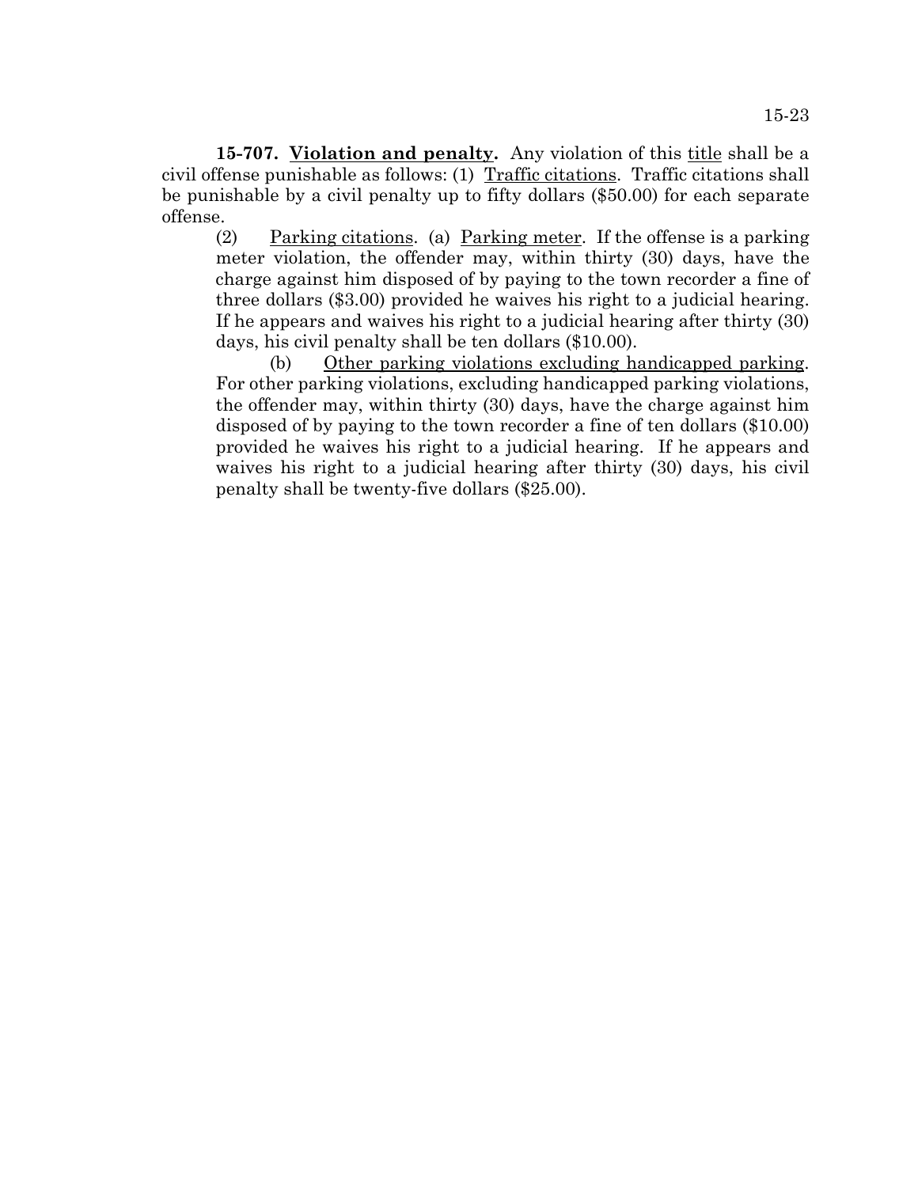**15-707. Violation and penalty.** Any violation of this title shall be a civil offense punishable as follows: (1) Traffic citations. Traffic citations shall be punishable by a civil penalty up to fifty dollars ($50.00) for each separate offense.

(2) Parking citations. (a) Parking meter. If the offense is a parking meter violation, the offender may, within thirty (30) days, have the charge against him disposed of by paying to the town recorder a fine of three dollars ($3.00) provided he waives his right to a judicial hearing. If he appears and waives his right to a judicial hearing after thirty (30) days, his civil penalty shall be ten dollars ($10.00).

(b) Other parking violations excluding handicapped parking. For other parking violations, excluding handicapped parking violations, the offender may, within thirty (30) days, have the charge against him disposed of by paying to the town recorder a fine of ten dollars ($10.00) provided he waives his right to a judicial hearing. If he appears and waives his right to a judicial hearing after thirty (30) days, his civil penalty shall be twenty-five dollars ($25.00).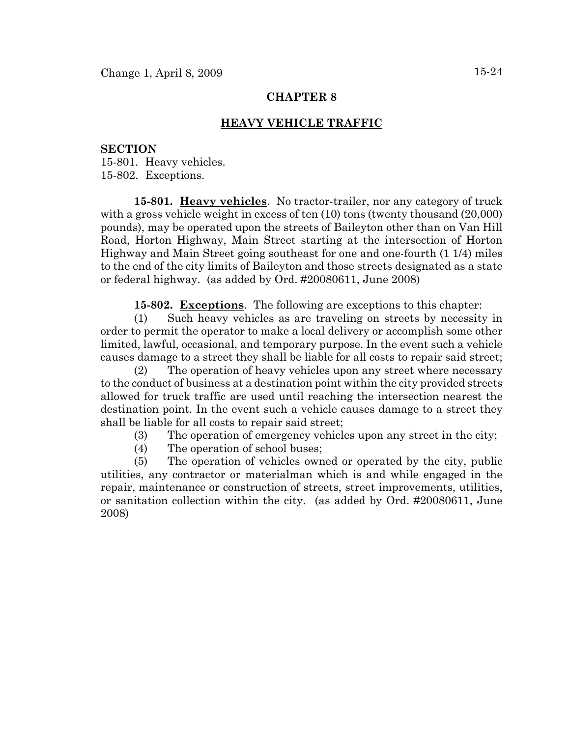## CHAPTER 8

## HEAVY VEHICLE TRAFFIC

**SECTION**

15-801. Heavy vehicles.
15-802. Exceptions.

**15-801. Heavy vehicles**. No tractor-trailer, nor any category of truck with a gross vehicle weight in excess of ten (10) tons (twenty thousand (20,000) pounds), may be operated upon the streets of Baileyton other than on Van Hill Road, Horton Highway, Main Street starting at the intersection of Horton Highway and Main Street going southeast for one and one-fourth (1 1/4) miles to the end of the city limits of Baileyton and those streets designated as a state or federal highway. (as added by Ord. #20080611, June 2008)

**15-802. Exceptions**. The following are exceptions to this chapter:

(1) Such heavy vehicles as are traveling on streets by necessity in order to permit the operator to make a local delivery or accomplish some other limited, lawful, occasional, and temporary purpose. In the event such a vehicle causes damage to a street they shall be liable for all costs to repair said street;

(2) The operation of heavy vehicles upon any street where necessary to the conduct of business at a destination point within the city provided streets allowed for truck traffic are used until reaching the intersection nearest the destination point. In the event such a vehicle causes damage to a street they shall be liable for all costs to repair said street;

(3) The operation of emergency vehicles upon any street in the city;

(4) The operation of school buses;

(5) The operation of vehicles owned or operated by the city, public utilities, any contractor or materialman which is and while engaged in the repair, maintenance or construction of streets, street improvements, utilities, or sanitation collection within the city. (as added by Ord. #20080611, June 2008)